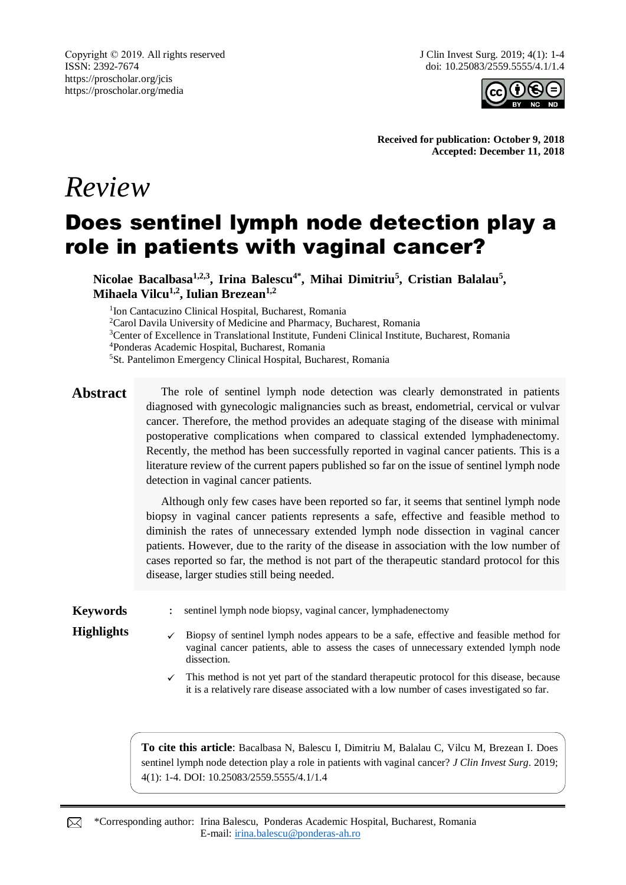Copyright © 2019. All rights reserved
ISSN: 2392-7674
https://proscholar.org/jcis
https://proscholar.org/media

J Clin Invest Surg. 2019; 4(1): 1-4
doi: 10.25083/2559.5555/4.1/1.4

**Received for publication: October 9, 2018**
**Accepted: December 11, 2018**

*Review*

# Does sentinel lymph node detection play a role in patients with vaginal cancer?

**Nicolae Bacalbasa[1,2,3], Irina Balescu[4*], Mihai Dimitriu[5], Cristian Balalau[5], Mihaela Vilcu[1,2], Iulian Brezean[1,2]**

[1]Ion Cantacuzino Clinical Hospital, Bucharest, Romania
[2]Carol Davila University of Medicine and Pharmacy, Bucharest, Romania
[3]Center of Excellence in Translational Institute, Fundeni Clinical Institute, Bucharest, Romania
[4]Ponderas Academic Hospital, Bucharest, Romania
[5]St. Pantelimon Emergency Clinical Hospital, Bucharest, Romania

## Abstract

The role of sentinel lymph node detection was clearly demonstrated in patients diagnosed with gynecologic malignancies such as breast, endometrial, cervical or vulvar cancer. Therefore, the method provides an adequate staging of the disease with minimal postoperative complications when compared to classical extended lymphadenectomy. Recently, the method has been successfully reported in vaginal cancer patients. This is a literature review of the current papers published so far on the issue of sentinel lymph node detection in vaginal cancer patients.

Although only few cases have been reported so far, it seems that sentinel lymph node biopsy in vaginal cancer patients represents a safe, effective and feasible method to diminish the rates of unnecessary extended lymph node dissection in vaginal cancer patients. However, due to the rarity of the disease in association with the low number of cases reported so far, the method is not part of the therapeutic standard protocol for this disease, larger studies still being needed.

**Keywords** : sentinel lymph node biopsy, vaginal cancer, lymphadenectomy

**Highlights**

- ✓ Biopsy of sentinel lymph nodes appears to be a safe, effective and feasible method for vaginal cancer patients, able to assess the cases of unnecessary extended lymph node dissection.
- ✓ This method is not yet part of the standard therapeutic protocol for this disease, because it is a relatively rare disease associated with a low number of cases investigated so far.

**To cite this article**: Bacalbasa N, Balescu I, Dimitriu M, Balalau C, Vilcu M, Brezean I. Does sentinel lymph node detection play a role in patients with vaginal cancer? *J Clin Invest Surg*. 2019; 4(1): 1-4. DOI: 10.25083/2559.5555/4.1/1.4

*Corresponding author: Irina Balescu, Ponderas Academic Hospital, Bucharest, Romania
E-mail: irina.balescu@ponderas-ah.ro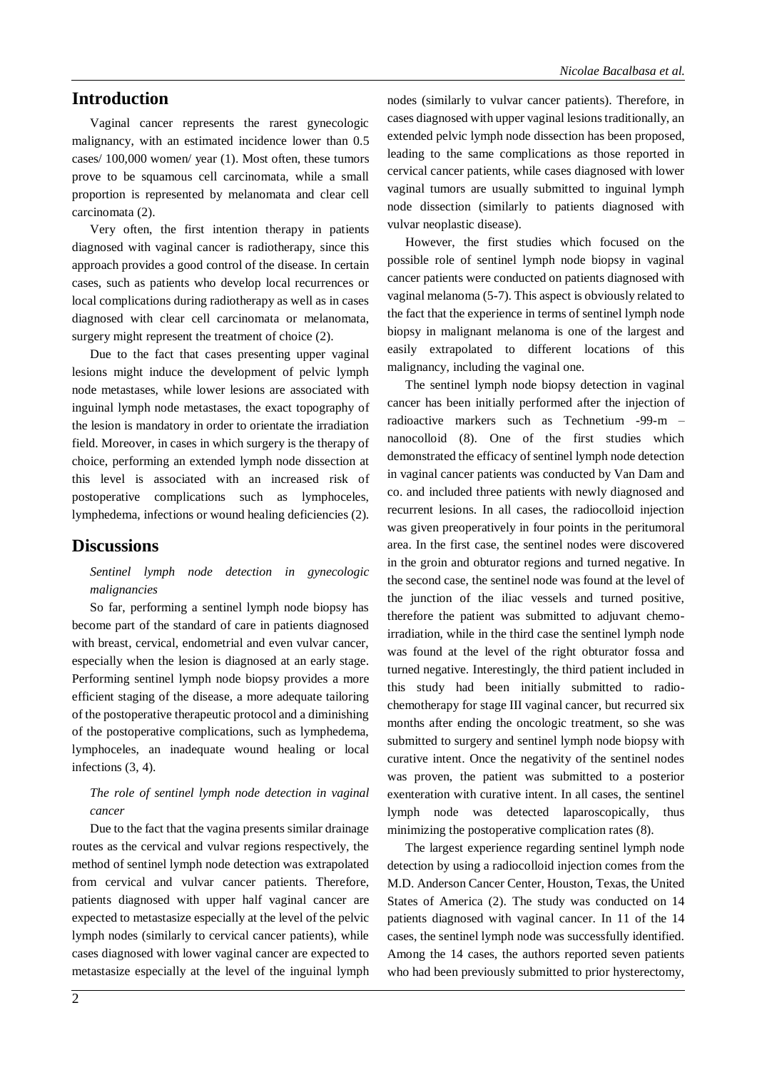## Introduction

Vaginal cancer represents the rarest gynecologic malignancy, with an estimated incidence lower than 0.5 cases/ 100,000 women/ year (1). Most often, these tumors prove to be squamous cell carcinomata, while a small proportion is represented by melanomata and clear cell carcinomata (2).

Very often, the first intention therapy in patients diagnosed with vaginal cancer is radiotherapy, since this approach provides a good control of the disease. In certain cases, such as patients who develop local recurrences or local complications during radiotherapy as well as in cases diagnosed with clear cell carcinomata or melanomata, surgery might represent the treatment of choice (2).

Due to the fact that cases presenting upper vaginal lesions might induce the development of pelvic lymph node metastases, while lower lesions are associated with inguinal lymph node metastases, the exact topography of the lesion is mandatory in order to orientate the irradiation field. Moreover, in cases in which surgery is the therapy of choice, performing an extended lymph node dissection at this level is associated with an increased risk of postoperative complications such as lymphoceles, lymphedema, infections or wound healing deficiencies (2).

## Discussions

### *Sentinel lymph node detection in gynecologic malignancies*

So far, performing a sentinel lymph node biopsy has become part of the standard of care in patients diagnosed with breast, cervical, endometrial and even vulvar cancer, especially when the lesion is diagnosed at an early stage. Performing sentinel lymph node biopsy provides a more efficient staging of the disease, a more adequate tailoring of the postoperative therapeutic protocol and a diminishing of the postoperative complications, such as lymphedema, lymphoceles, an inadequate wound healing or local infections (3, 4).

### *The role of sentinel lymph node detection in vaginal cancer*

Due to the fact that the vagina presents similar drainage routes as the cervical and vulvar regions respectively, the method of sentinel lymph node detection was extrapolated from cervical and vulvar cancer patients. Therefore, patients diagnosed with upper half vaginal cancer are expected to metastasize especially at the level of the pelvic lymph nodes (similarly to cervical cancer patients), while cases diagnosed with lower vaginal cancer are expected to metastasize especially at the level of the inguinal lymph nodes (similarly to vulvar cancer patients). Therefore, in cases diagnosed with upper vaginal lesions traditionally, an extended pelvic lymph node dissection has been proposed, leading to the same complications as those reported in cervical cancer patients, while cases diagnosed with lower vaginal tumors are usually submitted to inguinal lymph node dissection (similarly to patients diagnosed with vulvar neoplastic disease).

However, the first studies which focused on the possible role of sentinel lymph node biopsy in vaginal cancer patients were conducted on patients diagnosed with vaginal melanoma (5-7). This aspect is obviously related to the fact that the experience in terms of sentinel lymph node biopsy in malignant melanoma is one of the largest and easily extrapolated to different locations of this malignancy, including the vaginal one.

The sentinel lymph node biopsy detection in vaginal cancer has been initially performed after the injection of radioactive markers such as Technetium -99-m – nanocolloid (8). One of the first studies which demonstrated the efficacy of sentinel lymph node detection in vaginal cancer patients was conducted by Van Dam and co. and included three patients with newly diagnosed and recurrent lesions. In all cases, the radiocolloid injection was given preoperatively in four points in the peritumoral area. In the first case, the sentinel nodes were discovered in the groin and obturator regions and turned negative. In the second case, the sentinel node was found at the level of the junction of the iliac vessels and turned positive, therefore the patient was submitted to adjuvant chemo-irradiation, while in the third case the sentinel lymph node was found at the level of the right obturator fossa and turned negative. Interestingly, the third patient included in this study had been initially submitted to radio-chemotherapy for stage III vaginal cancer, but recurred six months after ending the oncologic treatment, so she was submitted to surgery and sentinel lymph node biopsy with curative intent. Once the negativity of the sentinel nodes was proven, the patient was submitted to a posterior exenteration with curative intent. In all cases, the sentinel lymph node was detected laparoscopically, thus minimizing the postoperative complication rates (8).

The largest experience regarding sentinel lymph node detection by using a radiocolloid injection comes from the M.D. Anderson Cancer Center, Houston, Texas, the United States of America (2). The study was conducted on 14 patients diagnosed with vaginal cancer. In 11 of the 14 cases, the sentinel lymph node was successfully identified. Among the 14 cases, the authors reported seven patients who had been previously submitted to prior hysterectomy,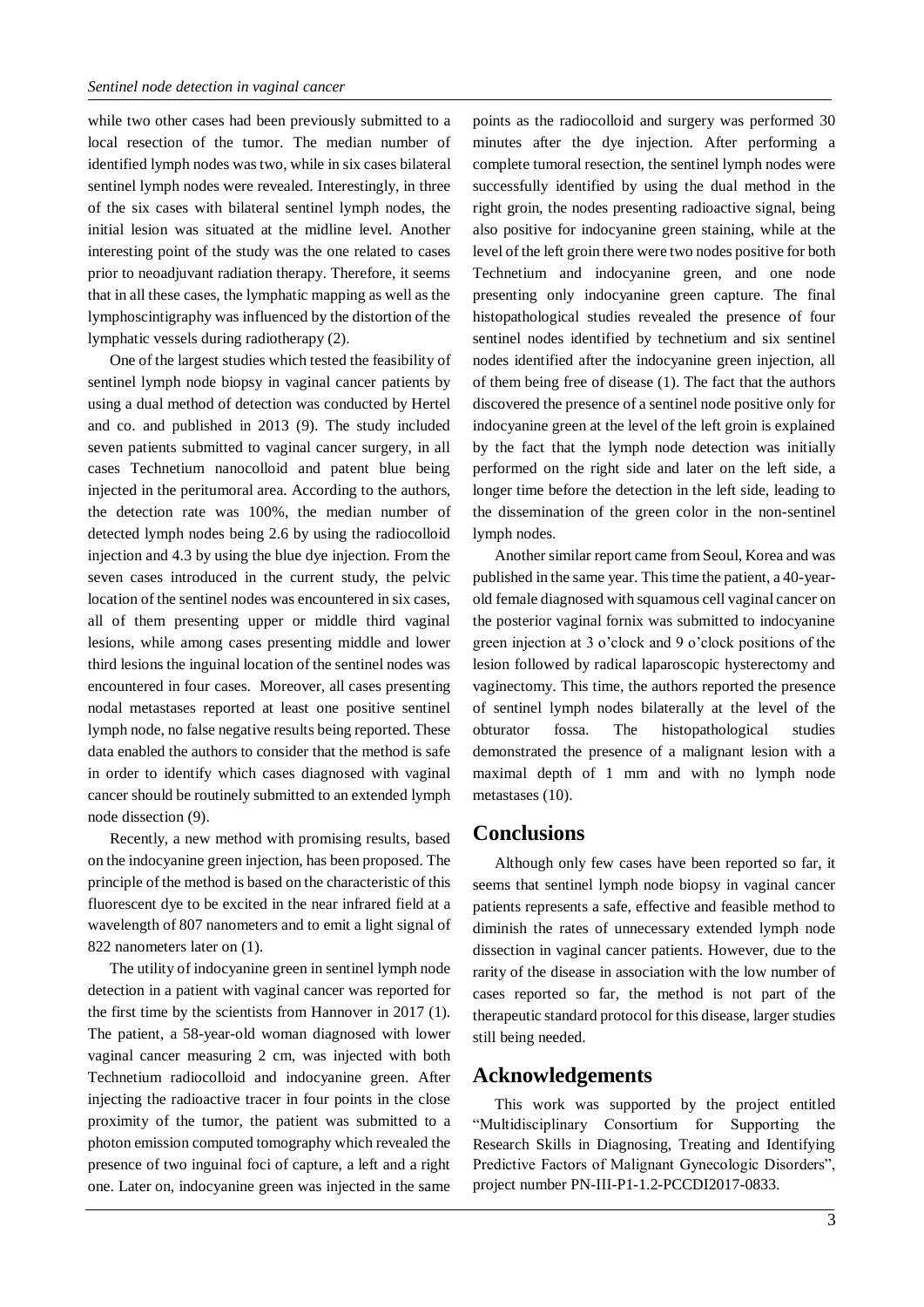while two other cases had been previously submitted to a local resection of the tumor. The median number of identified lymph nodes was two, while in six cases bilateral sentinel lymph nodes were revealed. Interestingly, in three of the six cases with bilateral sentinel lymph nodes, the initial lesion was situated at the midline level. Another interesting point of the study was the one related to cases prior to neoadjuvant radiation therapy. Therefore, it seems that in all these cases, the lymphatic mapping as well as the lymphoscintigraphy was influenced by the distortion of the lymphatic vessels during radiotherapy (2).

One of the largest studies which tested the feasibility of sentinel lymph node biopsy in vaginal cancer patients by using a dual method of detection was conducted by Hertel and co. and published in 2013 (9). The study included seven patients submitted to vaginal cancer surgery, in all cases Technetium nanocolloid and patent blue being injected in the peritumoral area. According to the authors, the detection rate was 100%, the median number of detected lymph nodes being 2.6 by using the radiocolloid injection and 4.3 by using the blue dye injection. From the seven cases introduced in the current study, the pelvic location of the sentinel nodes was encountered in six cases, all of them presenting upper or middle third vaginal lesions, while among cases presenting middle and lower third lesions the inguinal location of the sentinel nodes was encountered in four cases. Moreover, all cases presenting nodal metastases reported at least one positive sentinel lymph node, no false negative results being reported. These data enabled the authors to consider that the method is safe in order to identify which cases diagnosed with vaginal cancer should be routinely submitted to an extended lymph node dissection (9).

Recently, a new method with promising results, based on the indocyanine green injection, has been proposed. The principle of the method is based on the characteristic of this fluorescent dye to be excited in the near infrared field at a wavelength of 807 nanometers and to emit a light signal of 822 nanometers later on (1).

The utility of indocyanine green in sentinel lymph node detection in a patient with vaginal cancer was reported for the first time by the scientists from Hannover in 2017 (1). The patient, a 58-year-old woman diagnosed with lower vaginal cancer measuring 2 cm, was injected with both Technetium radiocolloid and indocyanine green. After injecting the radioactive tracer in four points in the close proximity of the tumor, the patient was submitted to a photon emission computed tomography which revealed the presence of two inguinal foci of capture, a left and a right one. Later on, indocyanine green was injected in the same points as the radiocolloid and surgery was performed 30 minutes after the dye injection. After performing a complete tumoral resection, the sentinel lymph nodes were successfully identified by using the dual method in the right groin, the nodes presenting radioactive signal, being also positive for indocyanine green staining, while at the level of the left groin there were two nodes positive for both Technetium and indocyanine green, and one node presenting only indocyanine green capture. The final histopathological studies revealed the presence of four sentinel nodes identified by technetium and six sentinel nodes identified after the indocyanine green injection, all of them being free of disease (1). The fact that the authors discovered the presence of a sentinel node positive only for indocyanine green at the level of the left groin is explained by the fact that the lymph node detection was initially performed on the right side and later on the left side, a longer time before the detection in the left side, leading to the dissemination of the green color in the non-sentinel lymph nodes.

Another similar report came from Seoul, Korea and was published in the same year. This time the patient, a 40-year-old female diagnosed with squamous cell vaginal cancer on the posterior vaginal fornix was submitted to indocyanine green injection at 3 o'clock and 9 o'clock positions of the lesion followed by radical laparoscopic hysterectomy and vaginectomy. This time, the authors reported the presence of sentinel lymph nodes bilaterally at the level of the obturator fossa. The histopathological studies demonstrated the presence of a malignant lesion with a maximal depth of 1 mm and with no lymph node metastases (10).

## Conclusions

Although only few cases have been reported so far, it seems that sentinel lymph node biopsy in vaginal cancer patients represents a safe, effective and feasible method to diminish the rates of unnecessary extended lymph node dissection in vaginal cancer patients. However, due to the rarity of the disease in association with the low number of cases reported so far, the method is not part of the therapeutic standard protocol for this disease, larger studies still being needed.

## Acknowledgements

This work was supported by the project entitled "Multidisciplinary Consortium for Supporting the Research Skills in Diagnosing, Treating and Identifying Predictive Factors of Malignant Gynecologic Disorders", project number PN-III-P1-1.2-PCCDI2017-0833.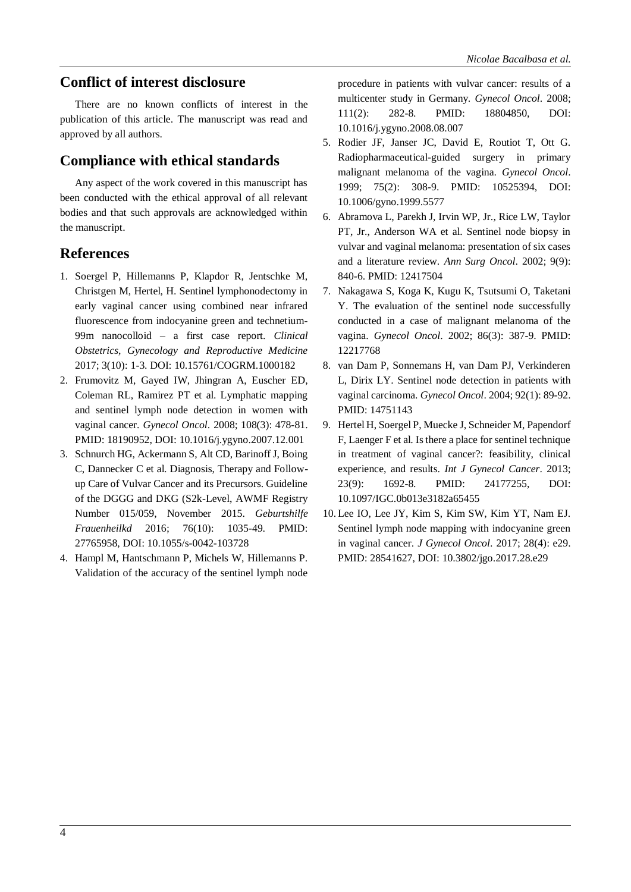## Conflict of interest disclosure

There are no known conflicts of interest in the publication of this article. The manuscript was read and approved by all authors.

## Compliance with ethical standards

Any aspect of the work covered in this manuscript has been conducted with the ethical approval of all relevant bodies and that such approvals are acknowledged within the manuscript.

## References

1. Soergel P, Hillemanns P, Klapdor R, Jentschke M, Christgen M, Hertel, H. Sentinel lymphonodectomy in early vaginal cancer using combined near infrared fluorescence from indocyanine green and technetium-99m nanocolloid – a first case report. *Clinical Obstetrics, Gynecology and Reproductive Medicine* 2017; 3(10): 1-3. DOI: 10.15761/COGRM.1000182
2. Frumovitz M, Gayed IW, Jhingran A, Euscher ED, Coleman RL, Ramirez PT et al. Lymphatic mapping and sentinel lymph node detection in women with vaginal cancer. *Gynecol Oncol*. 2008; 108(3): 478-81. PMID: 18190952, DOI: 10.1016/j.ygyno.2007.12.001
3. Schnurch HG, Ackermann S, Alt CD, Barinoff J, Boing C, Dannecker C et al. Diagnosis, Therapy and Follow-up Care of Vulvar Cancer and its Precursors. Guideline of the DGGG and DKG (S2k-Level, AWMF Registry Number 015/059, November 2015. *Geburtshilfe Frauenheilkd* 2016; 76(10): 1035-49. PMID: 27765958, DOI: 10.1055/s-0042-103728
4. Hampl M, Hantschmann P, Michels W, Hillemanns P. Validation of the accuracy of the sentinel lymph node procedure in patients with vulvar cancer: results of a multicenter study in Germany. *Gynecol Oncol*. 2008; 111(2): 282-8. PMID: 18804850, DOI: 10.1016/j.ygyno.2008.08.007
5. Rodier JF, Janser JC, David E, Routiot T, Ott G. Radiopharmaceutical-guided surgery in primary malignant melanoma of the vagina. *Gynecol Oncol*. 1999; 75(2): 308-9. PMID: 10525394, DOI: 10.1006/gyno.1999.5577
6. Abramova L, Parekh J, Irvin WP, Jr., Rice LW, Taylor PT, Jr., Anderson WA et al. Sentinel node biopsy in vulvar and vaginal melanoma: presentation of six cases and a literature review. *Ann Surg Oncol*. 2002; 9(9): 840-6. PMID: 12417504
7. Nakagawa S, Koga K, Kugu K, Tsutsumi O, Taketani Y. The evaluation of the sentinel node successfully conducted in a case of malignant melanoma of the vagina. *Gynecol Oncol*. 2002; 86(3): 387-9. PMID: 12217768
8. van Dam P, Sonnemans H, van Dam PJ, Verkinderen L, Dirix LY. Sentinel node detection in patients with vaginal carcinoma. *Gynecol Oncol*. 2004; 92(1): 89-92. PMID: 14751143
9. Hertel H, Soergel P, Muecke J, Schneider M, Papendorf F, Laenger F et al. Is there a place for sentinel technique in treatment of vaginal cancer?: feasibility, clinical experience, and results. *Int J Gynecol Cancer*. 2013; 23(9): 1692-8. PMID: 24177255, DOI: 10.1097/IGC.0b013e3182a65455
10. Lee IO, Lee JY, Kim S, Kim SW, Kim YT, Nam EJ. Sentinel lymph node mapping with indocyanine green in vaginal cancer. *J Gynecol Oncol*. 2017; 28(4): e29. PMID: 28541627, DOI: 10.3802/jgo.2017.28.e29